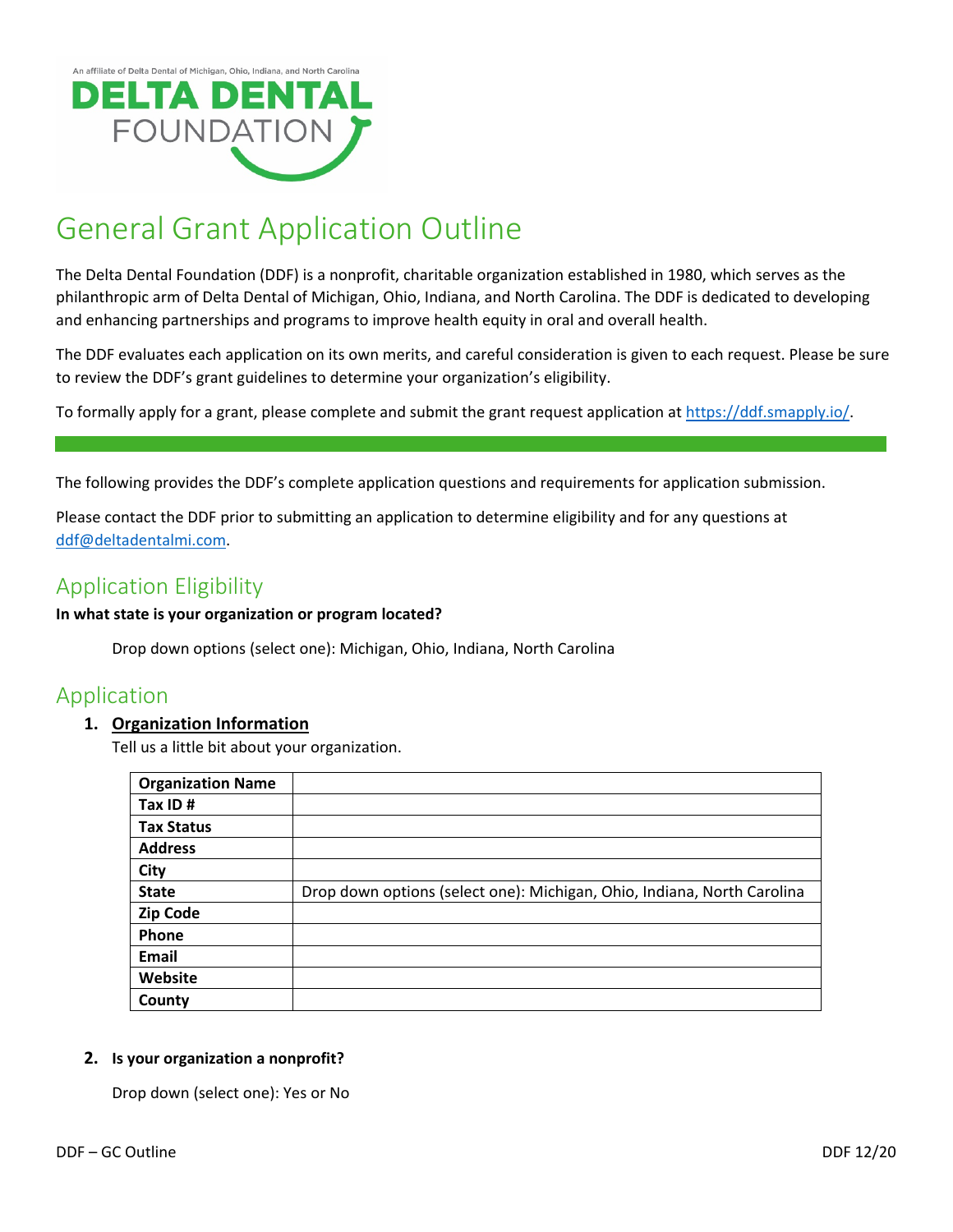An affiliate of Delta Dental of Michigan, Ohio, Indiana, and North Carolina

**DELTA DENTAL FOUNDATION**

# General Grant Application Outline

The Delta Dental Foundation (DDF) is a nonprofit, charitable organization established in 1980, which serves as the philanthropic arm of Delta Dental of Michigan, Ohio, Indiana, and North Carolina. The DDF is dedicated to developing and enhancing partnerships and programs to improve health equity in oral and overall health.

The DDF evaluates each application on its own merits, and careful consideration is given to each request. Please be sure to review the DDF's grant guidelines to determine your organization's eligibility.

To formally apply for a grant, please complete and submit the grant request application at https://ddf.smapply.io/.

---

The following provides the DDF's complete application questions and requirements for application submission.

Please contact the DDF prior to submitting an application to determine eligibility and for any questions at ddf@deltadentalmi.com.

## Application Eligibility

**In what state is your organization or program located?**

Drop down options (select one): Michigan, Ohio, Indiana, North Carolina

## Application

1. **Organization Information**

   Tell us a little bit about your organization.

| | |
|---|---|
| **Organization Name** | |
| **Tax ID #** | |
| **Tax Status** | |
| **Address** | |
| **City** | |
| **State** | Drop down options (select one): Michigan, Ohio, Indiana, North Carolina |
| **Zip Code** | |
| **Phone** | |
| **Email** | |
| **Website** | |
| **County** | |

2. **Is your organization a nonprofit?**

   Drop down (select one): Yes or No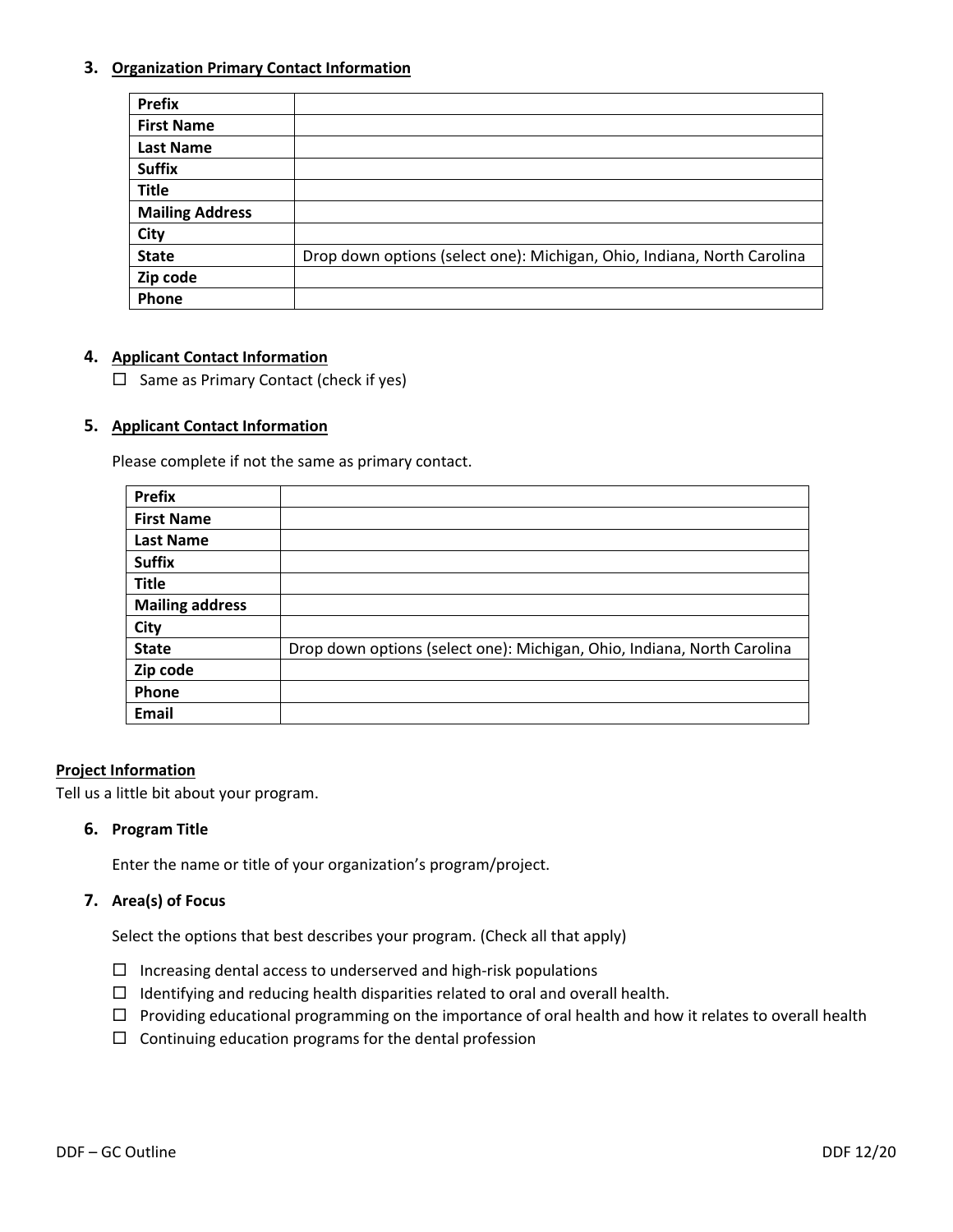3. **Organization Primary Contact Information**

| | |
|---|---|
| **Prefix** | |
| **First Name** | |
| **Last Name** | |
| **Suffix** | |
| **Title** | |
| **Mailing Address** | |
| **City** | |
| **State** | Drop down options (select one): Michigan, Ohio, Indiana, North Carolina |
| **Zip code** | |
| **Phone** | |

4. **Applicant Contact Information**

☐ Same as Primary Contact (check if yes)

5. **Applicant Contact Information**

Please complete if not the same as primary contact.

| | |
|---|---|
| **Prefix** | |
| **First Name** | |
| **Last Name** | |
| **Suffix** | |
| **Title** | |
| **Mailing address** | |
| **City** | |
| **State** | Drop down options (select one): Michigan, Ohio, Indiana, North Carolina |
| **Zip code** | |
| **Phone** | |
| **Email** | |

**Project Information**

Tell us a little bit about your program.

6. **Program Title**

Enter the name or title of your organization's program/project.

7. **Area(s) of Focus**

Select the options that best describes your program. (Check all that apply)

☐ Increasing dental access to underserved and high-risk populations
☐ Identifying and reducing health disparities related to oral and overall health.
☐ Providing educational programming on the importance of oral health and how it relates to overall health
☐ Continuing education programs for the dental profession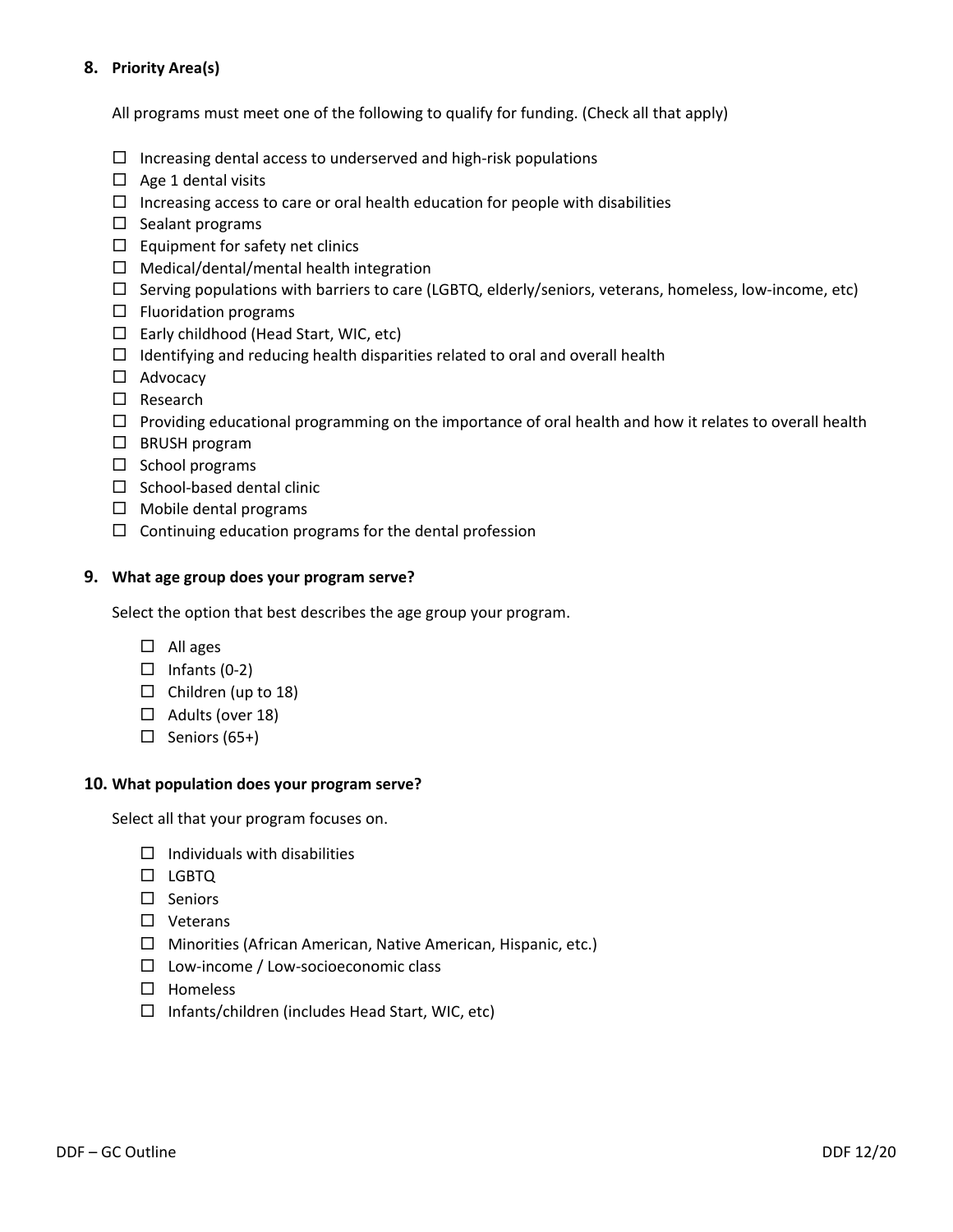## 8. Priority Area(s)

All programs must meet one of the following to qualify for funding. (Check all that apply)

- ☐ Increasing dental access to underserved and high-risk populations
- ☐ Age 1 dental visits
- ☐ Increasing access to care or oral health education for people with disabilities
- ☐ Sealant programs
- ☐ Equipment for safety net clinics
- ☐ Medical/dental/mental health integration
- ☐ Serving populations with barriers to care (LGBTQ, elderly/seniors, veterans, homeless, low-income, etc)
- ☐ Fluoridation programs
- ☐ Early childhood (Head Start, WIC, etc)
- ☐ Identifying and reducing health disparities related to oral and overall health
- ☐ Advocacy
- ☐ Research
- ☐ Providing educational programming on the importance of oral health and how it relates to overall health
- ☐ BRUSH program
- ☐ School programs
- ☐ School-based dental clinic
- ☐ Mobile dental programs
- ☐ Continuing education programs for the dental profession

## 9. What age group does your program serve?

Select the option that best describes the age group your program.

- ☐ All ages
- ☐ Infants (0-2)
- ☐ Children (up to 18)
- ☐ Adults (over 18)
- ☐ Seniors (65+)

## 10. What population does your program serve?

Select all that your program focuses on.

- ☐ Individuals with disabilities
- ☐ LGBTQ
- ☐ Seniors
- ☐ Veterans
- ☐ Minorities (African American, Native American, Hispanic, etc.)
- ☐ Low-income / Low-socioeconomic class
- ☐ Homeless
- ☐ Infants/children (includes Head Start, WIC, etc)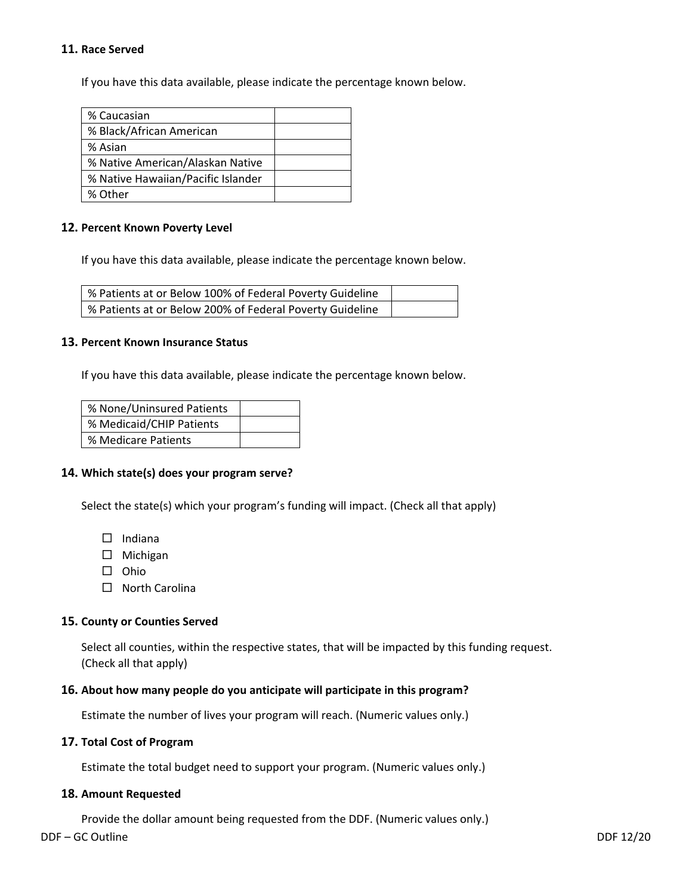**11. Race Served**

If you have this data available, please indicate the percentage known below.

| | |
|---|---|
| % Caucasian | |
| % Black/African American | |
| % Asian | |
| % Native American/Alaskan Native | |
| % Native Hawaiian/Pacific Islander | |
| % Other | |

**12. Percent Known Poverty Level**

If you have this data available, please indicate the percentage known below.

| | |
|---|---|
| % Patients at or Below 100% of Federal Poverty Guideline | |
| % Patients at or Below 200% of Federal Poverty Guideline | |

**13. Percent Known Insurance Status**

If you have this data available, please indicate the percentage known below.

| | |
|---|---|
| % None/Uninsured Patients | |
| % Medicaid/CHIP Patients | |
| % Medicare Patients | |

**14. Which state(s) does your program serve?**

Select the state(s) which your program's funding will impact. (Check all that apply)

- ☐ Indiana
- ☐ Michigan
- ☐ Ohio
- ☐ North Carolina

**15. County or Counties Served**

Select all counties, within the respective states, that will be impacted by this funding request. (Check all that apply)

**16. About how many people do you anticipate will participate in this program?**

Estimate the number of lives your program will reach. (Numeric values only.)

**17. Total Cost of Program**

Estimate the total budget need to support your program. (Numeric values only.)

**18. Amount Requested**

Provide the dollar amount being requested from the DDF. (Numeric values only.)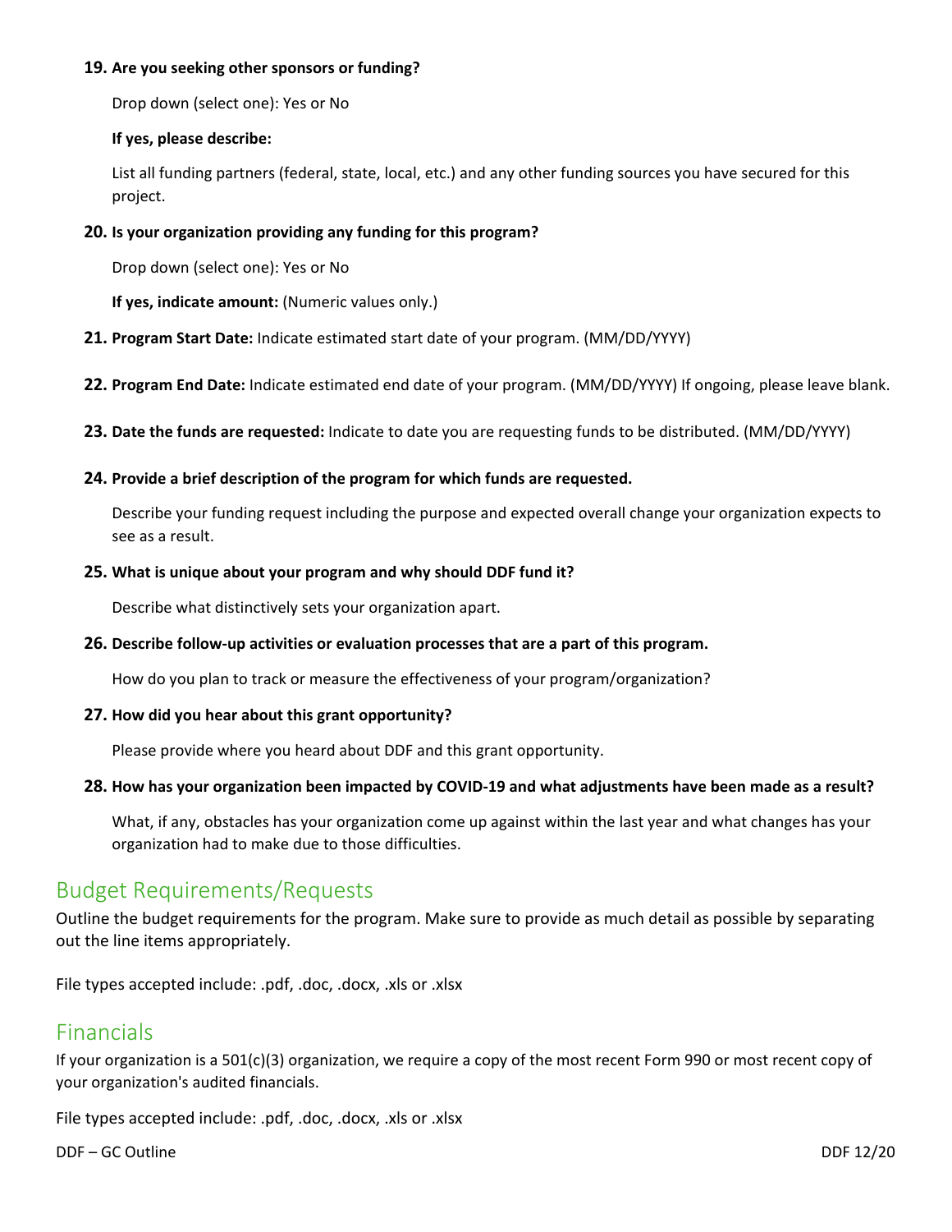**19. Are you seeking other sponsors or funding?**

Drop down (select one): Yes or No

**If yes, please describe:**

List all funding partners (federal, state, local, etc.) and any other funding sources you have secured for this project.

**20. Is your organization providing any funding for this program?**

Drop down (select one): Yes or No

**If yes, indicate amount:** (Numeric values only.)

**21. Program Start Date:** Indicate estimated start date of your program. (MM/DD/YYYY)

**22. Program End Date:** Indicate estimated end date of your program. (MM/DD/YYYY) If ongoing, please leave blank.

**23. Date the funds are requested:** Indicate to date you are requesting funds to be distributed. (MM/DD/YYYY)

**24. Provide a brief description of the program for which funds are requested.**

Describe your funding request including the purpose and expected overall change your organization expects to see as a result.

**25. What is unique about your program and why should DDF fund it?**

Describe what distinctively sets your organization apart.

**26. Describe follow-up activities or evaluation processes that are a part of this program.**

How do you plan to track or measure the effectiveness of your program/organization?

**27. How did you hear about this grant opportunity?**

Please provide where you heard about DDF and this grant opportunity.

**28. How has your organization been impacted by COVID-19 and what adjustments have been made as a result?**

What, if any, obstacles has your organization come up against within the last year and what changes has your organization had to make due to those difficulties.

## Budget Requirements/Requests

Outline the budget requirements for the program. Make sure to provide as much detail as possible by separating out the line items appropriately.

File types accepted include: .pdf, .doc, .docx, .xls or .xlsx

## Financials

If your organization is a 501(c)(3) organization, we require a copy of the most recent Form 990 or most recent copy of your organization's audited financials.

File types accepted include: .pdf, .doc, .docx, .xls or .xlsx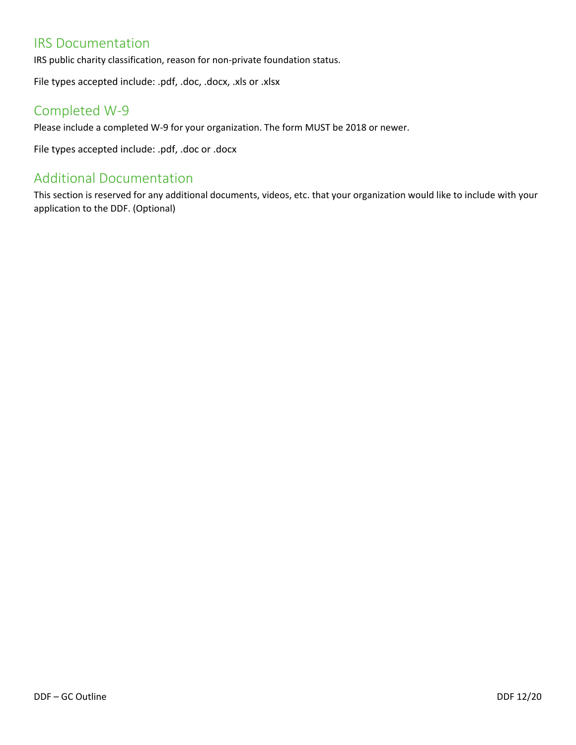## IRS Documentation

IRS public charity classification, reason for non-private foundation status.

File types accepted include: .pdf, .doc, .docx, .xls or .xlsx

## Completed W-9

Please include a completed W-9 for your organization. The form MUST be 2018 or newer.

File types accepted include: .pdf, .doc or .docx

## Additional Documentation

This section is reserved for any additional documents, videos, etc. that your organization would like to include with your application to the DDF. (Optional)